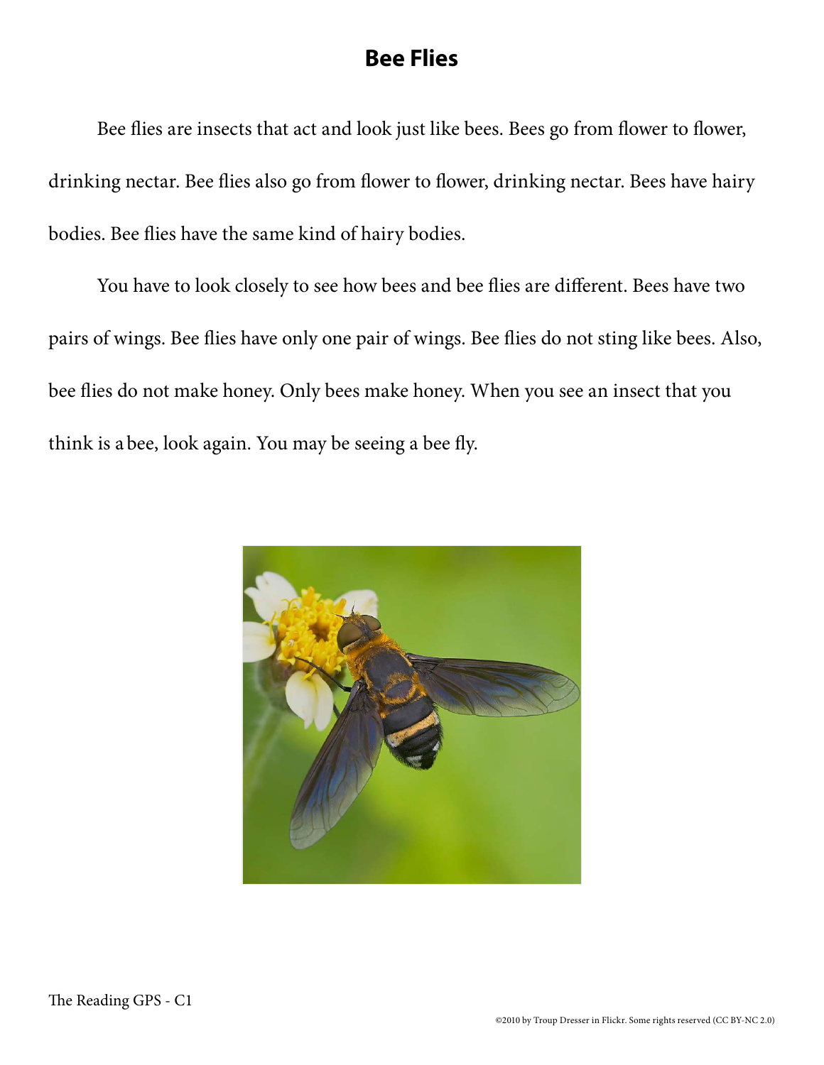# Bee Flies

Bee flies are insects that act and look just like bees. Bees go from flower to flower, drinking nectar. Bee flies also go from flower to flower, drinking nectar. Bees have hairy bodies. Bee flies have the same kind of hairy bodies.

You have to look closely to see how bees and bee flies are different. Bees have two pairs of wings. Bee flies have only one pair of wings. Bee flies do not sting like bees. Also, bee flies do not make honey. Only bees make honey. When you see an insect that you think is a bee, look again. You may be seeing a bee fly.

The Reading GPS - C1

©2010 by Troup Dresser in Flickr. Some rights reserved (CC BY-NC 2.0)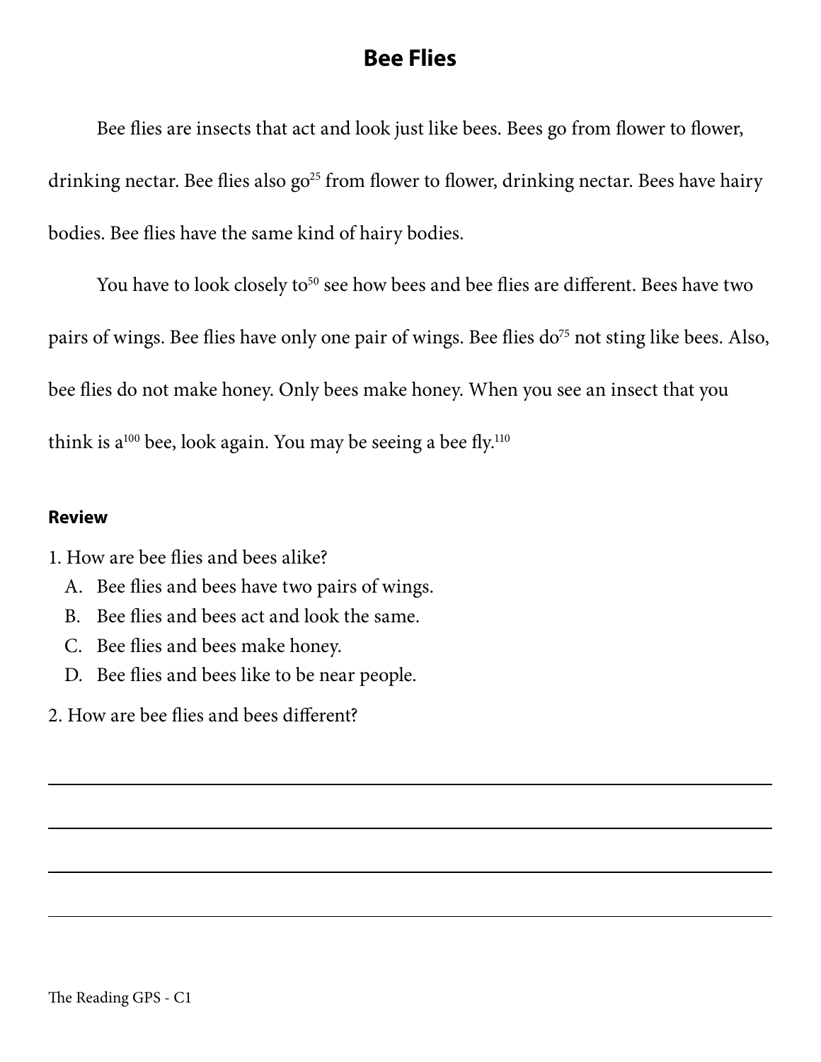# Bee Flies

Bee flies are insects that act and look just like bees. Bees go from flower to flower, drinking nectar. Bee flies also go[25] from flower to flower, drinking nectar. Bees have hairy bodies. Bee flies have the same kind of hairy bodies.

You have to look closely to[50] see how bees and bee flies are different. Bees have two pairs of wings. Bee flies have only one pair of wings. Bee flies do[75] not sting like bees. Also, bee flies do not make honey. Only bees make honey. When you see an insect that you think is a[100] bee, look again. You may be seeing a bee fly.[110]

### Review

1. How are bee flies and bees alike?
   A. Bee flies and bees have two pairs of wings.
   B. Bee flies and bees act and look the same.
   C. Bee flies and bees make honey.
   D. Bee flies and bees like to be near people.

2. How are bee flies and bees different?

___

___

___

___